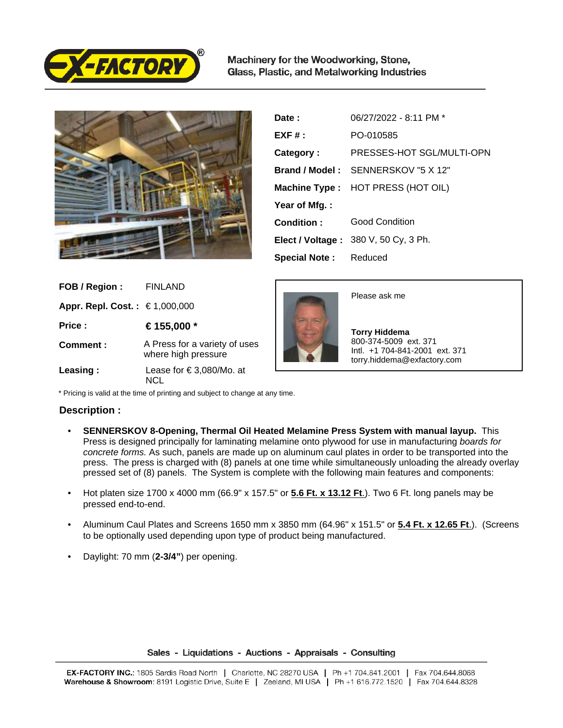Machinery for the Woodworking, Stone, Glass, Plastic, and Metalworking Industries

| | |
|---|---|
| **Date :** | 06/27/2022 - 8:11 PM * |
| **EXF # :** | PO-010585 |
| **Category :** | PRESSES-HOT SGL/MULTI-OPN |
| **Brand / Model :** | SENNERSKOV "5 X 12" |
| **Machine Type :** | HOT PRESS (HOT OIL) |
| **Year of Mfg. :** | |
| **Condition :** | Good Condition |
| **Elect / Voltage :** | 380 V, 50 Cy, 3 Ph. |
| **Special Note :** | Reduced |

| | |
|---|---|
| **FOB / Region :** | FINLAND |
| **Appr. Repl. Cost. :** | € 1,000,000 |
| **Price :** | **€ 155,000 *** |
| **Comment :** | A Press for a variety of uses where high pressure |
| **Leasing :** | Lease for € 3,080/Mo. at NCL |

Please ask me

**Torry Hiddema**
800-374-5009 ext. 371
Intl. +1 704-841-2001 ext. 371
torry.hiddema@exfactory.com

* Pricing is valid at the time of printing and subject to change at any time.

## Description :

- **SENNERSKOV 8-Opening, Thermal Oil Heated Melamine Press System with manual layup.** This Press is designed principally for laminating melamine onto plywood for use in manufacturing *boards for concrete forms.* As such, panels are made up on aluminum caul plates in order to be transported into the press. The press is charged with (8) panels at one time while simultaneously unloading the already overlay pressed set of (8) panels. The System is complete with the following main features and components:
- Hot platen size 1700 x 4000 mm (66.9" x 157.5" or **5.6 Ft. x 13.12 Ft**.). Two 6 Ft. long panels may be pressed end-to-end.
- Aluminum Caul Plates and Screens 1650 mm x 3850 mm (64.96" x 151.5" or **5.4 Ft. x 12.65 Ft**.). (Screens to be optionally used depending upon type of product being manufactured.
- Daylight: 70 mm (**2-3/4"**) per opening.

Sales - Liquidations - Auctions - Appraisals - Consulting

**EX-FACTORY INC.**: 1805 Sardis Road North | Charlotte, NC 28270 USA | Ph +1 704.841.2001 | Fax 704.644.8068
**Warehouse & Showroom**: 8191 Logistic Drive, Suite E | Zeeland, MI USA | Ph +1 616.772.1520 | Fax 704.644.8328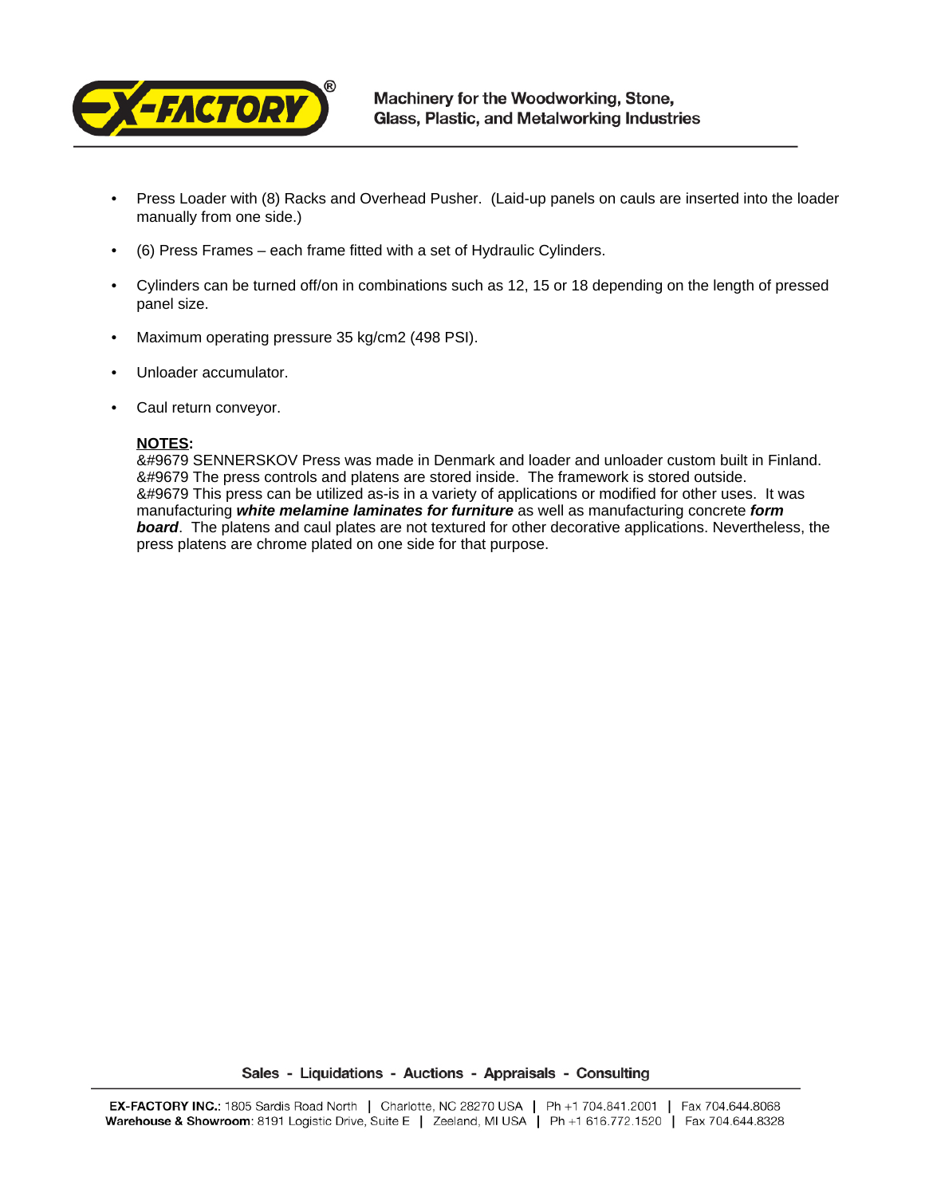- Press Loader with (8) Racks and Overhead Pusher. (Laid-up panels on cauls are inserted into the loader manually from one side.)
- (6) Press Frames – each frame fitted with a set of Hydraulic Cylinders.
- Cylinders can be turned off/on in combinations such as 12, 15 or 18 depending on the length of pressed panel size.
- Maximum operating pressure 35 kg/cm2 (498 PSI).
- Unloader accumulator.
- Caul return conveyor.

**NOTES:**

&#9679 SENNERSKOV Press was made in Denmark and loader and unloader custom built in Finland.
&#9679 The press controls and platens are stored inside. The framework is stored outside.
&#9679 This press can be utilized as-is in a variety of applications or modified for other uses. It was manufacturing ***white melamine laminates for furniture*** as well as manufacturing concrete ***form board***. The platens and caul plates are not textured for other decorative applications. Nevertheless, the press platens are chrome plated on one side for that purpose.